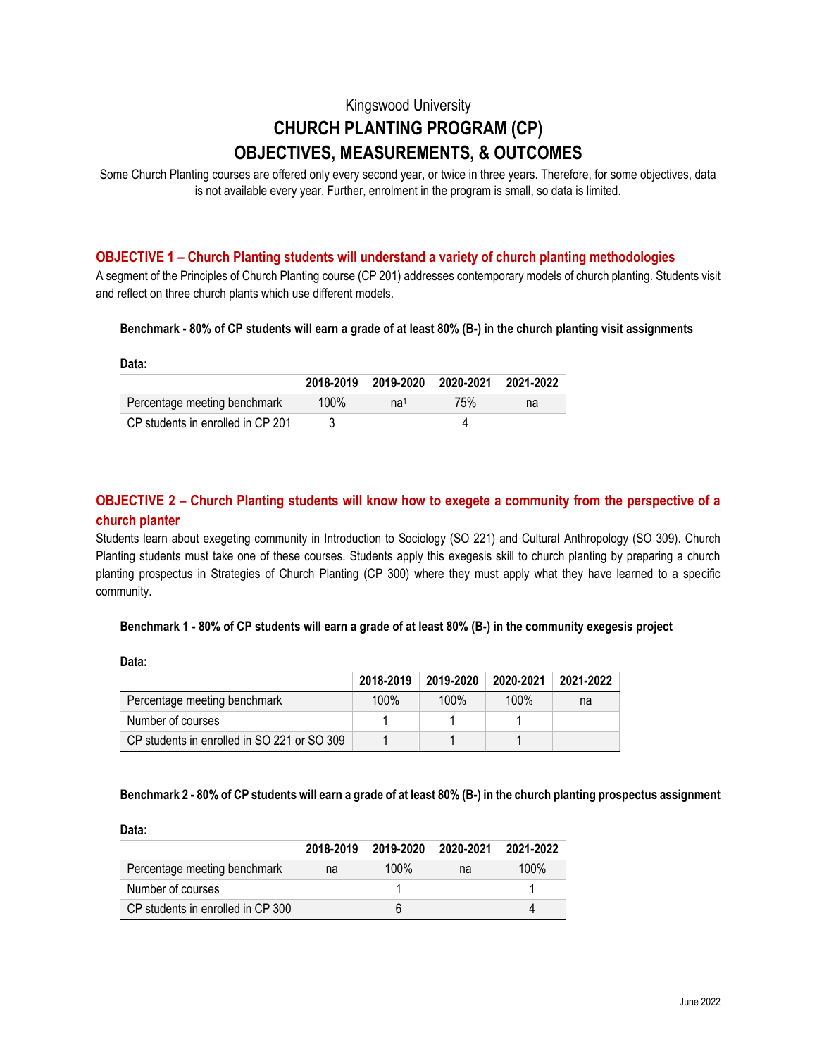Kingswood University

# CHURCH PLANTING PROGRAM (CP)
# OBJECTIVES, MEASUREMENTS, & OUTCOMES

Some Church Planting courses are offered only every second year, or twice in three years. Therefore, for some objectives, data is not available every year. Further, enrolment in the program is small, so data is limited.

## OBJECTIVE 1 – Church Planting students will understand a variety of church planting methodologies

A segment of the Principles of Church Planting course (CP 201) addresses contemporary models of church planting. Students visit and reflect on three church plants which use different models.

**Benchmark - 80% of CP students will earn a grade of at least 80% (B-) in the church planting visit assignments**

**Data:**

| | 2018-2019 | 2019-2020 | 2020-2021 | 2021-2022 |
|---|---|---|---|---|
| Percentage meeting benchmark | 100% | na[1] | 75% | na |
| CP students in enrolled in CP 201 | 3 | | 4 | |

## OBJECTIVE 2 – Church Planting students will know how to exegete a community from the perspective of a church planter

Students learn about exegeting community in Introduction to Sociology (SO 221) and Cultural Anthropology (SO 309). Church Planting students must take one of these courses. Students apply this exegesis skill to church planting by preparing a church planting prospectus in Strategies of Church Planting (CP 300) where they must apply what they have learned to a specific community.

**Benchmark 1 - 80% of CP students will earn a grade of at least 80% (B-) in the community exegesis project**

**Data:**

| | 2018-2019 | 2019-2020 | 2020-2021 | 2021-2022 |
|---|---|---|---|---|
| Percentage meeting benchmark | 100% | 100% | 100% | na |
| Number of courses | 1 | 1 | 1 | |
| CP students in enrolled in SO 221 or SO 309 | 1 | 1 | 1 | |

**Benchmark 2 - 80% of CP students will earn a grade of at least 80% (B-) in the church planting prospectus assignment**

**Data:**

| | 2018-2019 | 2019-2020 | 2020-2021 | 2021-2022 |
|---|---|---|---|---|
| Percentage meeting benchmark | na | 100% | na | 100% |
| Number of courses | | 1 | | 1 |
| CP students in enrolled in CP 300 | | 6 | | 4 |

June 2022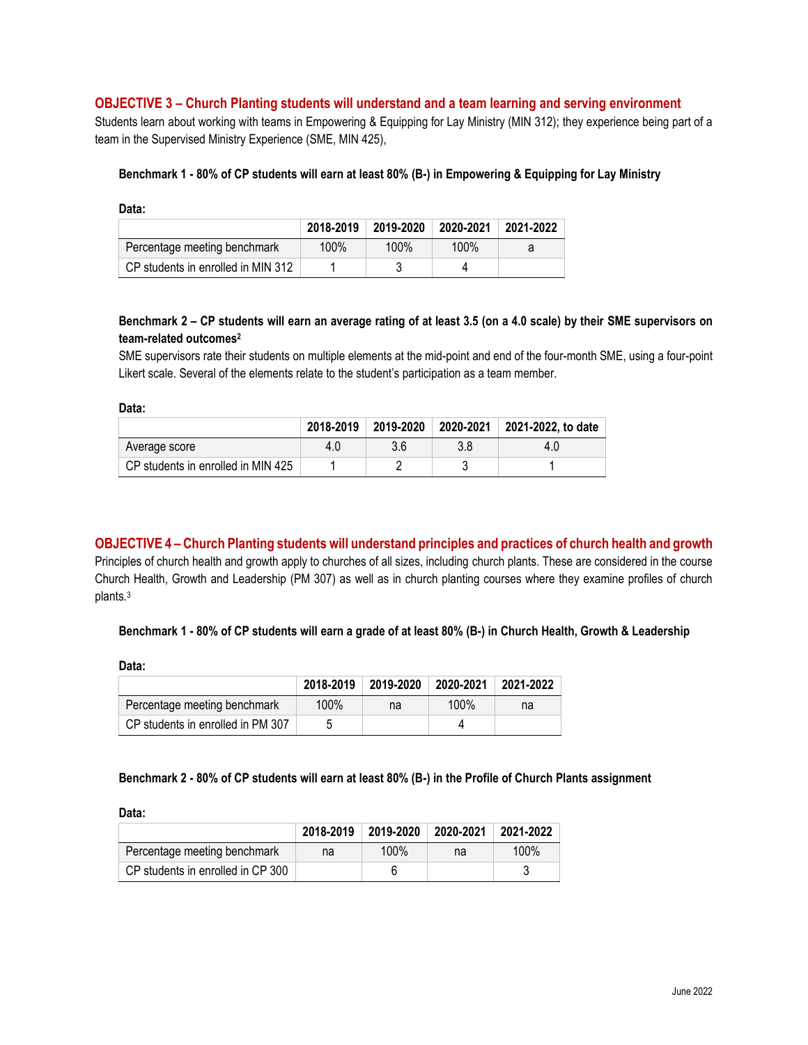## OBJECTIVE 3 – Church Planting students will understand and a team learning and serving environment

Students learn about working with teams in Empowering & Equipping for Lay Ministry (MIN 312); they experience being part of a team in the Supervised Ministry Experience (SME, MIN 425),

**Benchmark 1 - 80% of CP students will earn at least 80% (B-) in Empowering & Equipping for Lay Ministry**

**Data:**

| | 2018-2019 | 2019-2020 | 2020-2021 | 2021-2022 |
|---|---|---|---|---|
| Percentage meeting benchmark | 100% | 100% | 100% | a |
| CP students in enrolled in MIN 312 | 1 | 3 | 4 | |

**Benchmark 2 – CP students will earn an average rating of at least 3.5 (on a 4.0 scale) by their SME supervisors on team-related outcomes[2]**

SME supervisors rate their students on multiple elements at the mid-point and end of the four-month SME, using a four-point Likert scale. Several of the elements relate to the student's participation as a team member.

**Data:**

| | 2018-2019 | 2019-2020 | 2020-2021 | 2021-2022, to date |
|---|---|---|---|---|
| Average score | 4.0 | 3.6 | 3.8 | 4.0 |
| CP students in enrolled in MIN 425 | 1 | 2 | 3 | 1 |

## OBJECTIVE 4 – Church Planting students will understand principles and practices of church health and growth

Principles of church health and growth apply to churches of all sizes, including church plants. These are considered in the course Church Health, Growth and Leadership (PM 307) as well as in church planting courses where they examine profiles of church plants.[3]

**Benchmark 1 - 80% of CP students will earn a grade of at least 80% (B-) in Church Health, Growth & Leadership**

**Data:**

| | 2018-2019 | 2019-2020 | 2020-2021 | 2021-2022 |
|---|---|---|---|---|
| Percentage meeting benchmark | 100% | na | 100% | na |
| CP students in enrolled in PM 307 | 5 | | 4 | |

**Benchmark 2 - 80% of CP students will earn at least 80% (B-) in the Profile of Church Plants assignment**

**Data:**

| | 2018-2019 | 2019-2020 | 2020-2021 | 2021-2022 |
|---|---|---|---|---|
| Percentage meeting benchmark | na | 100% | na | 100% |
| CP students in enrolled in CP 300 | | 6 | | 3 |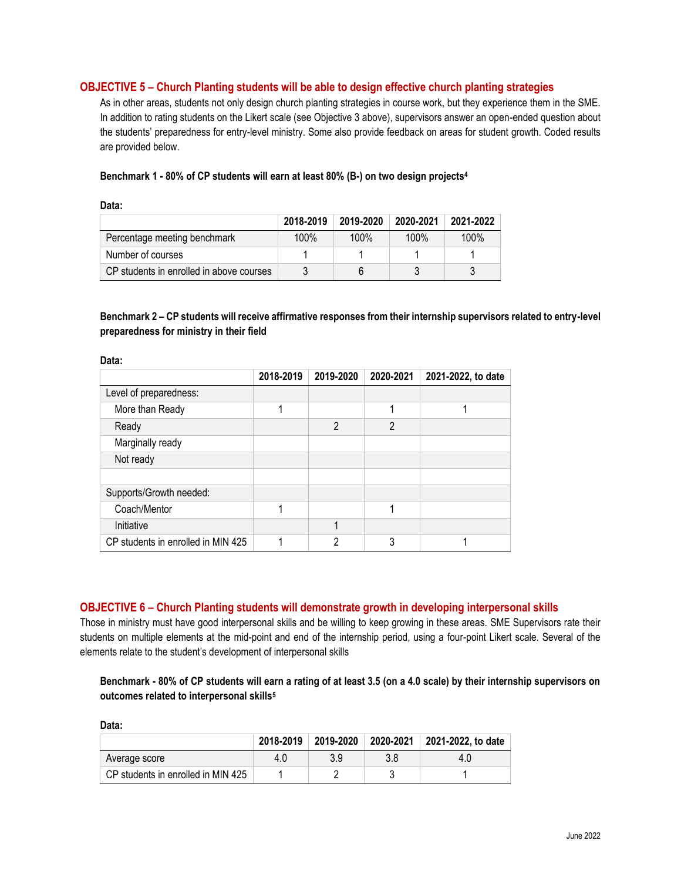## OBJECTIVE 5 – Church Planting students will be able to design effective church planting strategies

As in other areas, students not only design church planting strategies in course work, but they experience them in the SME. In addition to rating students on the Likert scale (see Objective 3 above), supervisors answer an open-ended question about the students' preparedness for entry-level ministry. Some also provide feedback on areas for student growth. Coded results are provided below.

**Benchmark 1 - 80% of CP students will earn at least 80% (B-) on two design projects[4]**

**Data:**

| | 2018-2019 | 2019-2020 | 2020-2021 | 2021-2022 |
|---|---|---|---|---|
| Percentage meeting benchmark | 100% | 100% | 100% | 100% |
| Number of courses | 1 | 1 | 1 | 1 |
| CP students in enrolled in above courses | 3 | 6 | 3 | 3 |

**Benchmark 2 – CP students will receive affirmative responses from their internship supervisors related to entry-level preparedness for ministry in their field**

**Data:**

| | 2018-2019 | 2019-2020 | 2020-2021 | 2021-2022, to date |
|---|---|---|---|---|
| Level of preparedness: | | | | |
| More than Ready | 1 | | 1 | 1 |
| Ready | | 2 | 2 | |
| Marginally ready | | | | |
| Not ready | | | | |
| | | | | |
| Supports/Growth needed: | | | | |
| Coach/Mentor | 1 | | 1 | |
| Initiative | | 1 | | |
| CP students in enrolled in MIN 425 | 1 | 2 | 3 | 1 |

## OBJECTIVE 6 – Church Planting students will demonstrate growth in developing interpersonal skills

Those in ministry must have good interpersonal skills and be willing to keep growing in these areas. SME Supervisors rate their students on multiple elements at the mid-point and end of the internship period, using a four-point Likert scale. Several of the elements relate to the student's development of interpersonal skills

**Benchmark - 80% of CP students will earn a rating of at least 3.5 (on a 4.0 scale) by their internship supervisors on outcomes related to interpersonal skills[5]**

**Data:**

| | 2018-2019 | 2019-2020 | 2020-2021 | 2021-2022, to date |
|---|---|---|---|---|
| Average score | 4.0 | 3.9 | 3.8 | 4.0 |
| CP students in enrolled in MIN 425 | 1 | 2 | 3 | 1 |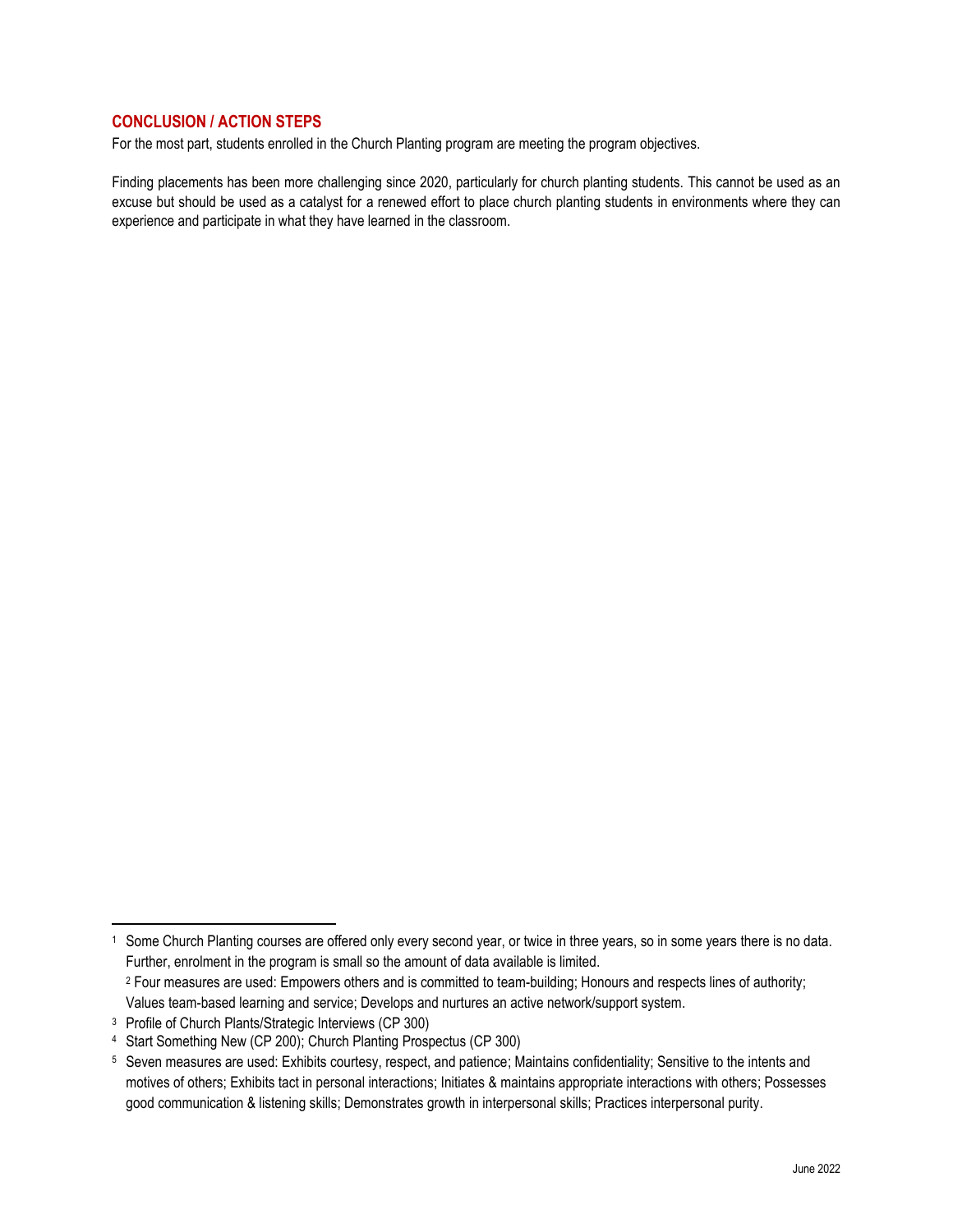## CONCLUSION / ACTION STEPS

For the most part, students enrolled in the Church Planting program are meeting the program objectives.

Finding placements has been more challenging since 2020, particularly for church planting students. This cannot be used as an excuse but should be used as a catalyst for a renewed effort to place church planting students in environments where they can experience and participate in what they have learned in the classroom.

---

[1] Some Church Planting courses are offered only every second year, or twice in three years, so in some years there is no data. Further, enrolment in the program is small so the amount of data available is limited.

[2] Four measures are used: Empowers others and is committed to team-building; Honours and respects lines of authority; Values team-based learning and service; Develops and nurtures an active network/support system.

[3] Profile of Church Plants/Strategic Interviews (CP 300)

[4] Start Something New (CP 200); Church Planting Prospectus (CP 300)

[5] Seven measures are used: Exhibits courtesy, respect, and patience; Maintains confidentiality; Sensitive to the intents and motives of others; Exhibits tact in personal interactions; Initiates & maintains appropriate interactions with others; Possesses good communication & listening skills; Demonstrates growth in interpersonal skills; Practices interpersonal purity.

June 2022